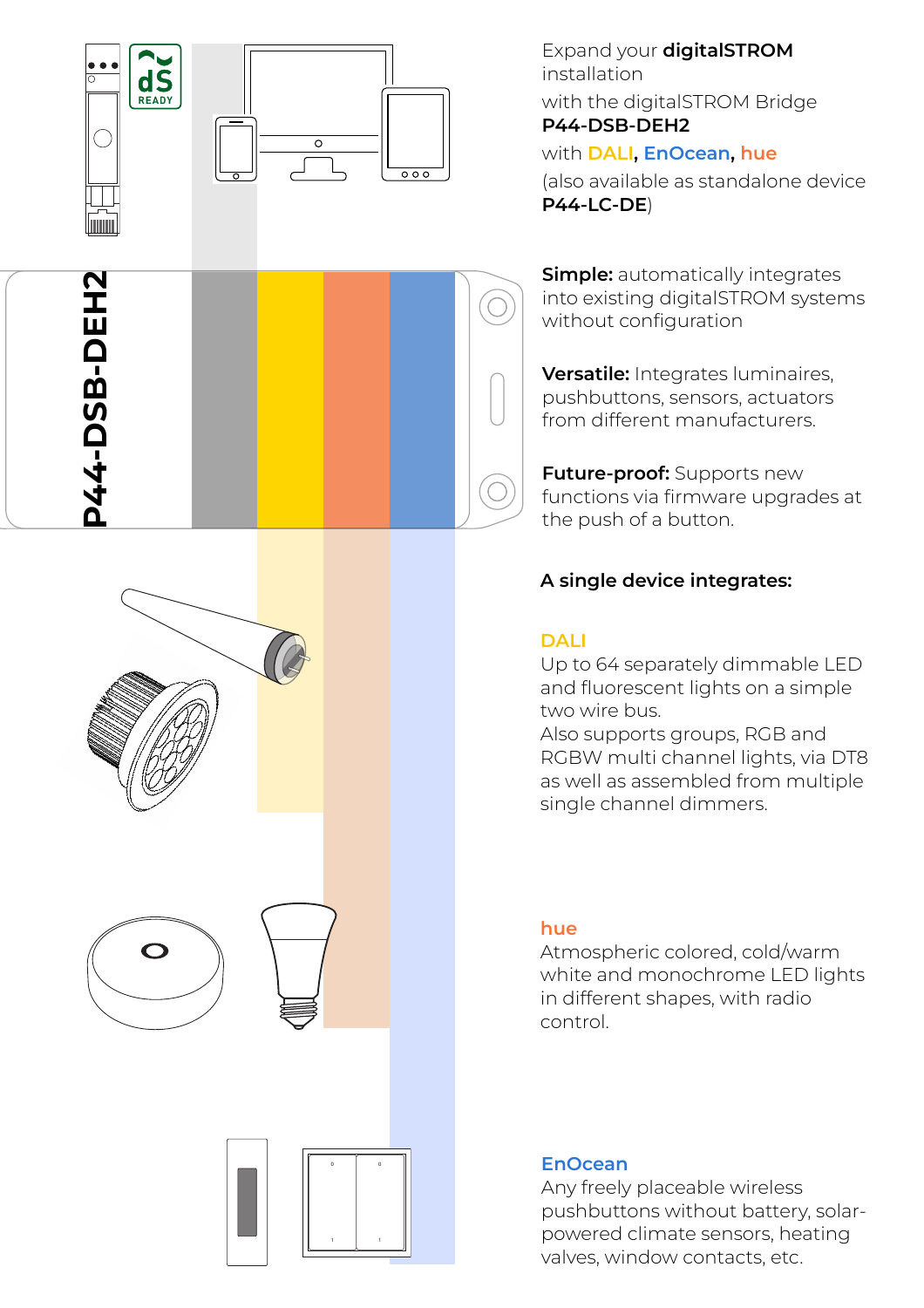P44-DSB-DEH2

Expand your **digitalSTROM** installation

with the digitalSTROM Bridge **P44-DSB-DEH2**

with **DALI**, **EnOcean**, **hue**

(also available as standalone device **P44-LC-DE**)

**Simple:** automatically integrates into existing digitalSTROM systems without configuration

**Versatile:** Integrates luminaires, pushbuttons, sensors, actuators from different manufacturers.

**Future-proof:** Supports new functions via firmware upgrades at the push of a button.

**A single device integrates:**

**DALI**

Up to 64 separately dimmable LED and fluorescent lights on a simple two wire bus.
Also supports groups, RGB and RGBW multi channel lights, via DT8 as well as assembled from multiple single channel dimmers.

**hue**

Atmospheric colored, cold/warm white and monochrome LED lights in different shapes, with radio control.

**EnOcean**

Any freely placeable wireless pushbuttons without battery, solar-powered climate sensors, heating valves, window contacts, etc.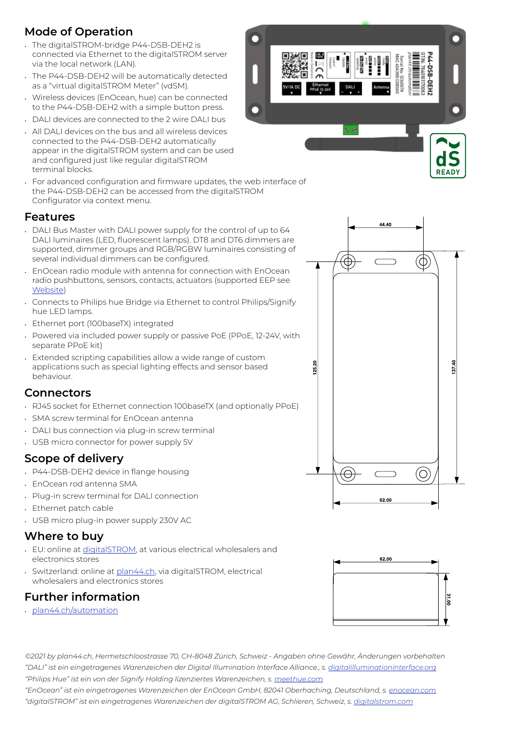## Mode of Operation

- The digitalSTROM-bridge P44-DSB-DEH2 is connected via Ethernet to the digitalSTROM server via the local network (LAN).
- The P44-DSB-DEH2 will be automatically detected as a "virtual digitalSTROM Meter" (vdSM).
- Wireless devices (EnOcean, hue) can be connected to the P44-DSB-DEH2 with a simple button press.
- DALI devices are connected to the 2 wire DALI bus
- All DALI devices on the bus and all wireless devices connected to the P44-DSB-DEH2 automatically appear in the digitalSTROM system and can be used and configured just like regular digitalSTROM terminal blocks.
- For advanced configuration and firmware updates, the web interface of the P44-DSB-DEH2 can be accessed from the digitalSTROM Configurator via context menu.

## Features

- DALI Bus Master with DALI power supply for the control of up to 64 DALI luminaires (LED, fluorescent lamps). DT8 and DT6 dimmers are supported, dimmer groups and RGB/RGBW luminaires consisting of several individual dimmers can be configured.
- EnOcean radio module with antenna for connection with EnOcean radio pushbuttons, sensors, contacts, actuators (supported EEP see Website)
- Connects to Philips hue Bridge via Ethernet to control Philips/Signify hue LED lamps.
- Ethernet port (100baseTX) integrated
- Powered via included power supply or passive PoE (PPoE, 12-24V, with separate PPoE kit)
- Extended scripting capabilities allow a wide range of custom applications such as special lighting effects and sensor based behaviour.

## Connectors

- RJ45 socket for Ethernet connection 100baseTX (and optionally PPoE)
- SMA screw terminal for EnOcean antenna
- DALI bus connection via plug-in screw terminal
- USB micro connector for power supply 5V

## Scope of delivery

- P44-DSB-DEH2 device in flange housing
- EnOcean rod antenna SMA
- Plug-in screw terminal for DALI connection
- Ethernet patch cable
- USB micro plug-in power supply 230V AC

## Where to buy

- EU: online at digitalSTROM, at various electrical wholesalers and electronics stores
- Switzerland: online at plan44.ch, via digitalSTROM, electrical wholesalers and electronics stores

## Further information

- plan44.ch/automation

P44-DSB-DEH2
GTIN: 7640161170063
plan44.ch/automation
Serial No: 12345678
MAC 40A36B:C0B0A0
5V/1A DC
Ethernet PPoE 12-24V
DALI
Antenna

dS READY

44.40
125.20
137.40
62.00
62.00
31.00

*©2021 by plan44.ch, Hermetschloostrasse 70, CH-8048 Zürich, Schweiz - Angaben ohne Gewähr, Änderungen vorbehalten*
*"DALI" ist ein eingetragenes Warenzeichen der Digital Illumination Interface Alliance., s. digitalilluminationinterface.org*
*"Philips Hue" ist ein von der Signify Holding lizenziertes Warenzeichen, s. meethue.com*
*"EnOcean" ist ein eingetragenes Warenzeichen der EnOcean GmbH, 82041 Oberhaching, Deutschland, s. enocean.com*
*"digitalSTROM" ist ein eingetragenes Warenzeichen der digitalSTROM AG, Schlieren, Schweiz, s. digitalstrom.com*